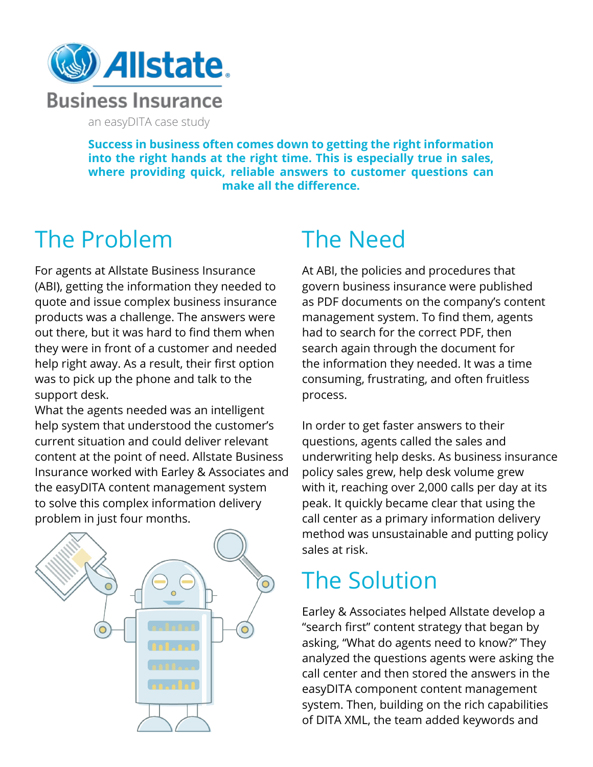# Allstate Business Insurance

an easyDITA case study

**Success in business often comes down to getting the right information into the right hands at the right time. This is especially true in sales, where providing quick, reliable answers to customer questions can make all the difference.**

## The Problem

For agents at Allstate Business Insurance (ABI), getting the information they needed to quote and issue complex business insurance products was a challenge. The answers were out there, but it was hard to find them when they were in front of a customer and needed help right away. As a result, their first option was to pick up the phone and talk to the support desk.

What the agents needed was an intelligent help system that understood the customer's current situation and could deliver relevant content at the point of need. Allstate Business Insurance worked with Earley & Associates and the easyDITA content management system to solve this complex information delivery problem in just four months.

## The Need

At ABI, the policies and procedures that govern business insurance were published as PDF documents on the company's content management system. To find them, agents had to search for the correct PDF, then search again through the document for the information they needed. It was a time consuming, frustrating, and often fruitless process.

In order to get faster answers to their questions, agents called the sales and underwriting help desks. As business insurance policy sales grew, help desk volume grew with it, reaching over 2,000 calls per day at its peak. It quickly became clear that using the call center as a primary information delivery method was unsustainable and putting policy sales at risk.

## The Solution

Earley & Associates helped Allstate develop a "search first" content strategy that began by asking, "What do agents need to know?" They analyzed the questions agents were asking the call center and then stored the answers in the easyDITA component content management system. Then, building on the rich capabilities of DITA XML, the team added keywords and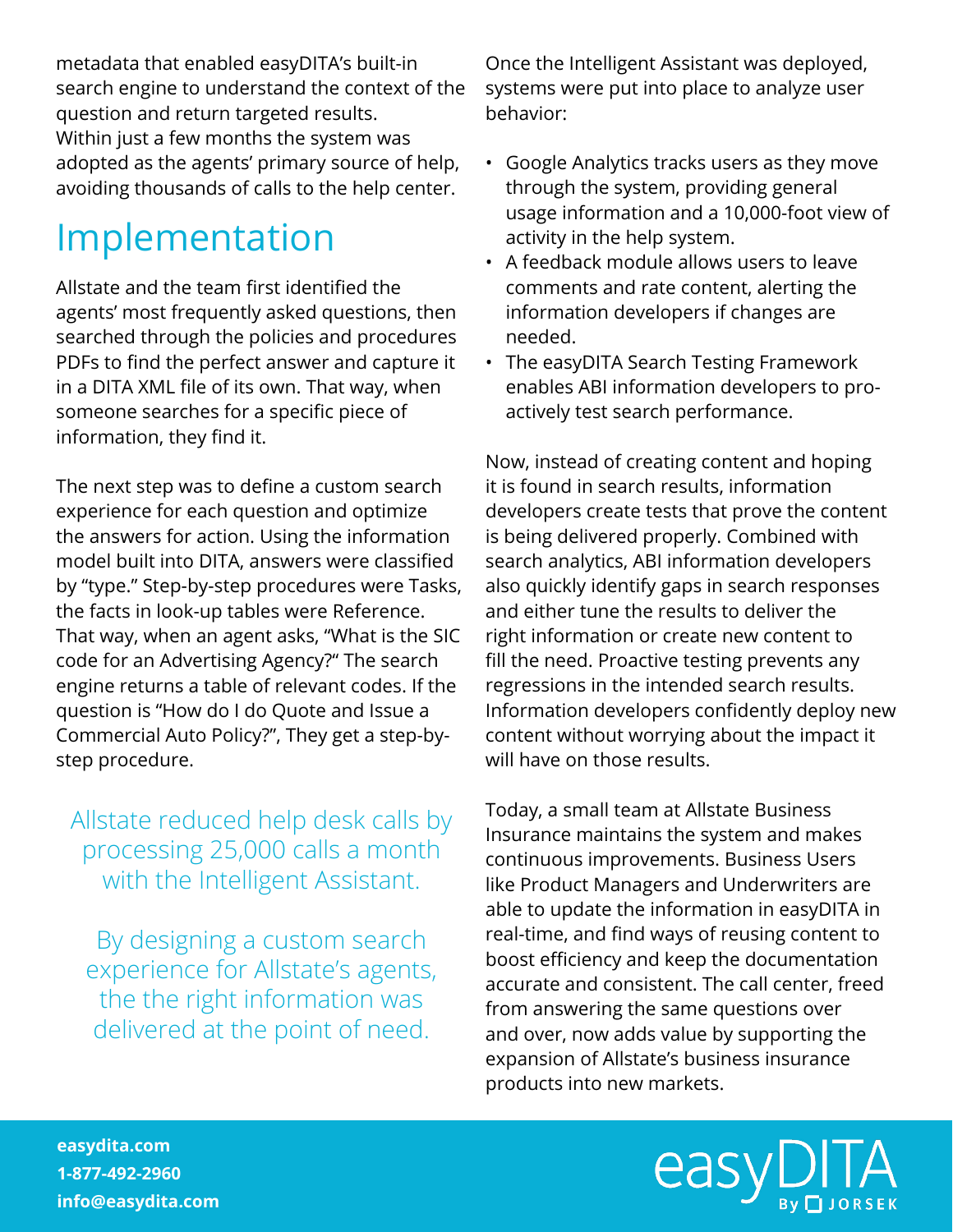metadata that enabled easyDITA's built-in search engine to understand the context of the question and return targeted results. Within just a few months the system was adopted as the agents' primary source of help, avoiding thousands of calls to the help center.

## Implementation

Allstate and the team first identified the agents' most frequently asked questions, then searched through the policies and procedures PDFs to find the perfect answer and capture it in a DITA XML file of its own. That way, when someone searches for a specific piece of information, they find it.

The next step was to define a custom search experience for each question and optimize the answers for action. Using the information model built into DITA, answers were classified by "type." Step-by-step procedures were Tasks, the facts in look-up tables were Reference. That way, when an agent asks, "What is the SIC code for an Advertising Agency?" The search engine returns a table of relevant codes. If the question is "How do I do Quote and Issue a Commercial Auto Policy?", They get a step-by-step procedure.

> Allstate reduced help desk calls by processing 25,000 calls a month with the Intelligent Assistant.
>
> By designing a custom search experience for Allstate's agents, the the right information was delivered at the point of need.

Once the Intelligent Assistant was deployed, systems were put into place to analyze user behavior:

- Google Analytics tracks users as they move through the system, providing general usage information and a 10,000-foot view of activity in the help system.
- A feedback module allows users to leave comments and rate content, alerting the information developers if changes are needed.
- The easyDITA Search Testing Framework enables ABI information developers to pro-actively test search performance.

Now, instead of creating content and hoping it is found in search results, information developers create tests that prove the content is being delivered properly. Combined with search analytics, ABI information developers also quickly identify gaps in search responses and either tune the results to deliver the right information or create new content to fill the need. Proactive testing prevents any regressions in the intended search results. Information developers confidently deploy new content without worrying about the impact it will have on those results.

Today, a small team at Allstate Business Insurance maintains the system and makes continuous improvements. Business Users like Product Managers and Underwriters are able to update the information in easyDITA in real-time, and find ways of reusing content to boost efficiency and keep the documentation accurate and consistent. The call center, freed from answering the same questions over and over, now adds value by supporting the expansion of Allstate's business insurance products into new markets.

**easydita.com**
**1-877-492-2960**
**info@easydita.com**

easyDITA By JORSEK